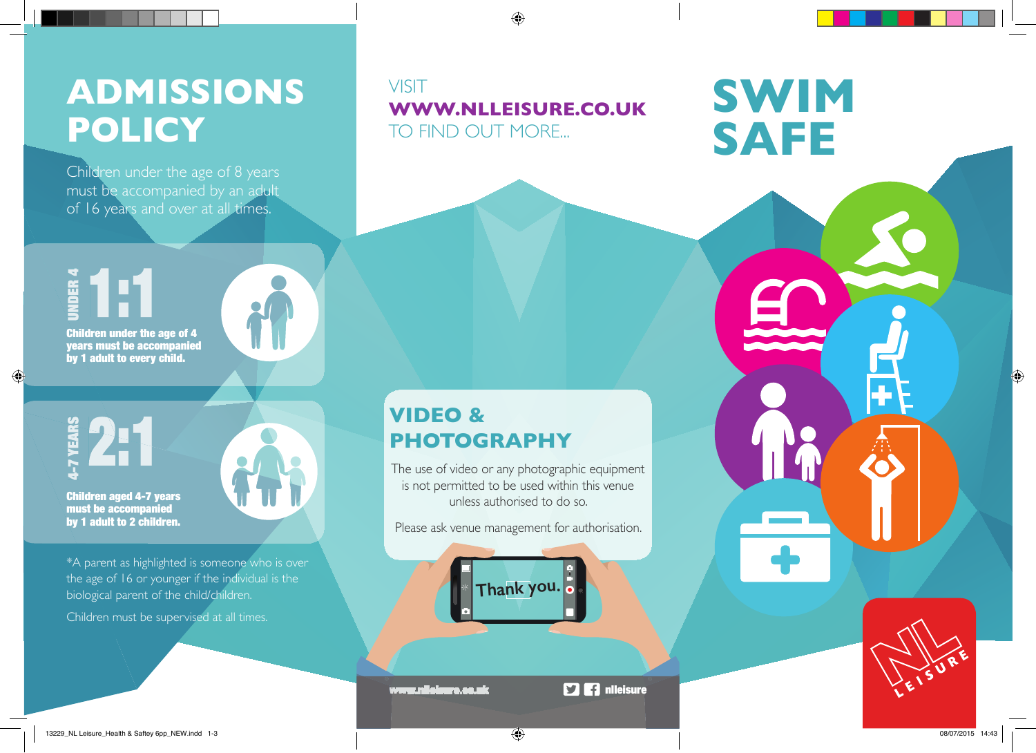# ADMISSIONS POLICY

Children under the age of 8 years must be accompanied by an adult of 16 years and over at all times.

## UNDER 4 — 1:1

**Children under the age of 4 years must be accompanied by 1 adult to every child.**

## 4-7 YEARS — 2:1

**Children aged 4-7 years must be accompanied by 1 adult to 2 children.**

*A parent as highlighted is someone who is over the age of 16 or younger if the individual is the biological parent of the child/children.

Children must be supervised at all times.

VISIT
**WWW.NLLEISURE.CO.UK**
TO FIND OUT MORE...

## VIDEO & PHOTOGRAPHY

The use of video or any photographic equipment is not permitted to be used within this venue unless authorised to do so.

Please ask venue management for authorisation.

Thank you.

www.nlleisure.co.uk

nlleisure

# SWIM SAFE

NL LEISURE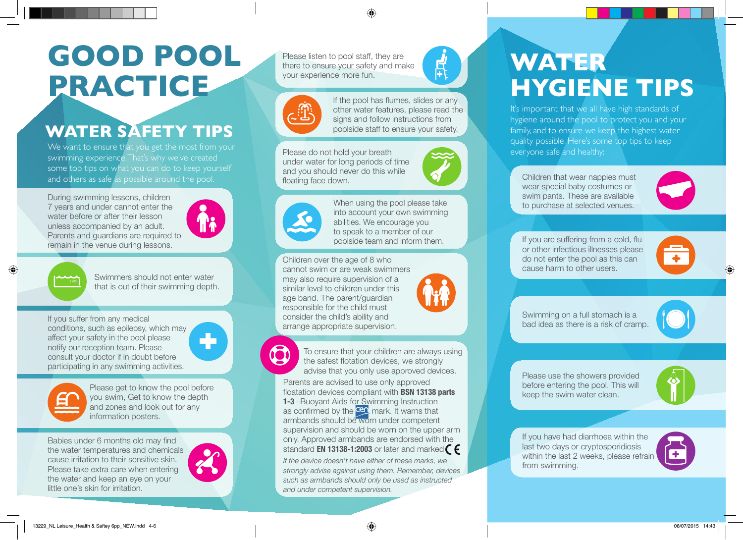# GOOD POOL PRACTICE

## WATER SAFETY TIPS

We want to ensure that you get the most from your swimming experience. That's why we've created some top tips on what you can do to keep yourself and others as safe as possible around the pool.

During swimming lessons, children 7 years and under cannot enter the water before or after their lesson unless accompanied by an adult. Parents and guardians are required to remain in the venue during lessons.

Swimmers should not enter water that is out of their swimming depth.

If you suffer from any medical conditions, such as epilepsy, which may affect your safety in the pool please notify our reception team. Please consult your doctor if in doubt before participating in any swimming activities.

Please get to know the pool before you swim, Get to know the depth and zones and look out for any information posters.

Babies under 6 months old may find the water temperatures and chemicals cause irritation to their sensitive skin. Please take extra care when entering the water and keep an eye on your little one's skin for irritation.

Please listen to pool staff, they are there to ensure your safety and make your experience more fun.

If the pool has flumes, slides or any other water features, please read the signs and follow instructions from poolside staff to ensure your safety.

Please do not hold your breath under water for long periods of time and you should never do this while floating face down.

When using the pool please take into account your own swimming abilities. We encourage you to speak to a member of our poolside team and inform them.

Children over the age of 8 who cannot swim or are weak swimmers may also require supervision of a similar level to children under this age band. The parent/guardian responsible for the child must consider the child's ability and arrange appropriate supervision.

To ensure that your children are always using the safest flotation devices, we strongly advise that you only use approved devices.

Parents are advised to use only approved floatation devices compliant with **BSN 13138 parts 1-3** –Buoyant Aids for Swimming Instruction as confirmed by the cen mark. It warns that armbands should be worn under competent supervision and should be worn on the upper arm only. Approved armbands are endorsed with the standard **EN 13138-1:2003** or later and marked CE

*If the device doesn't have either of these marks, we strongly advise against using them. Remember, devices such as armbands should only be used as instructed and under competent supervision.*

# WATER HYGIENE TIPS

It's important that we all have high standards of hygiene around the pool to protect you and your family, and to ensure we keep the highest water quality possible. Here's some top tips to keep everyone safe and healthy:

Children that wear nappies must wear special baby costumes or swim pants. These are available to purchase at selected venues.

If you are suffering from a cold, flu or other infectious illnesses please do not enter the pool as this can cause harm to other users.

Swimming on a full stomach is a bad idea as there is a risk of cramp.

Please use the showers provided before entering the pool. This will keep the swim water clean.

If you have had diarrhoea within the last two days or cryptosporidiosis within the last 2 weeks, please refrain from swimming.